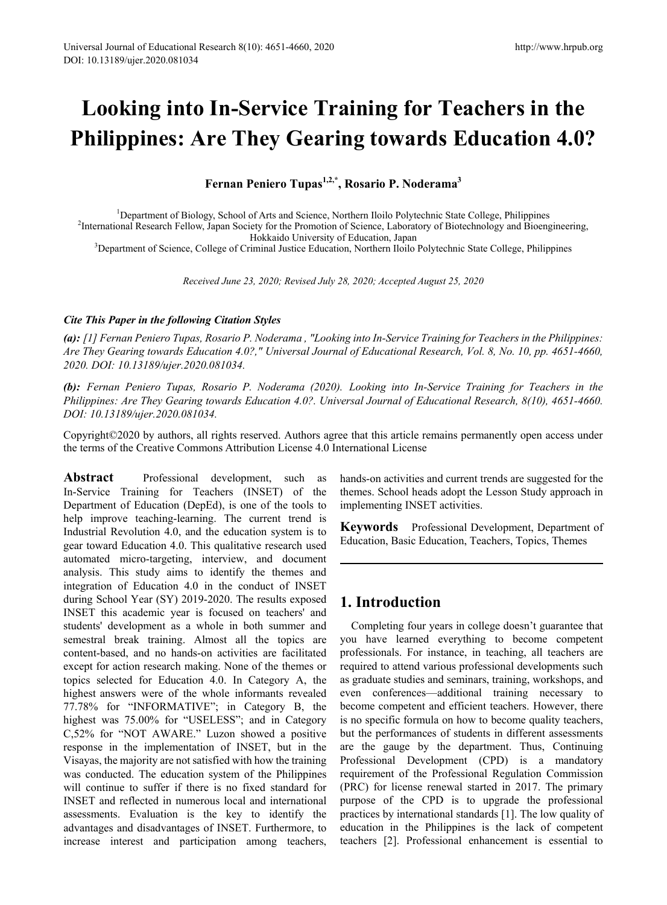# Looking into In-Service Training for Teachers in the Philippines: Are They Gearing towards Education 4.0?

**Fernan Peniero Tupas[1,2,*], Rosario P. Noderama[3]**

[1]Department of Biology, School of Arts and Science, Northern Iloilo Polytechnic State College, Philippines
[2]International Research Fellow, Japan Society for the Promotion of Science, Laboratory of Biotechnology and Bioengineering, Hokkaido University of Education, Japan
[3]Department of Science, College of Criminal Justice Education, Northern Iloilo Polytechnic State College, Philippines

*Received June 23, 2020; Revised July 28, 2020; Accepted August 25, 2020*

***Cite This Paper in the following Citation Styles***

***(a):*** *[1] Fernan Peniero Tupas, Rosario P. Noderama , "Looking into In-Service Training for Teachers in the Philippines: Are They Gearing towards Education 4.0?," Universal Journal of Educational Research, Vol. 8, No. 10, pp. 4651-4660, 2020. DOI: 10.13189/ujer.2020.081034.*

***(b):*** *Fernan Peniero Tupas, Rosario P. Noderama (2020). Looking into In-Service Training for Teachers in the Philippines: Are They Gearing towards Education 4.0?. Universal Journal of Educational Research, 8(10), 4651-4660. DOI: 10.13189/ujer.2020.081034.*

Copyright©2020 by authors, all rights reserved. Authors agree that this article remains permanently open access under the terms of the Creative Commons Attribution License 4.0 International License

**Abstract** Professional development, such as In-Service Training for Teachers (INSET) of the Department of Education (DepEd), is one of the tools to help improve teaching-learning. The current trend is Industrial Revolution 4.0, and the education system is to gear toward Education 4.0. This qualitative research used automated micro-targeting, interview, and document analysis. This study aims to identify the themes and integration of Education 4.0 in the conduct of INSET during School Year (SY) 2019-2020. The results exposed INSET this academic year is focused on teachers' and students' development as a whole in both summer and semestral break training. Almost all the topics are content-based, and no hands-on activities are facilitated except for action research making. None of the themes or topics selected for Education 4.0. In Category A, the highest answers were of the whole informants revealed 77.78% for "INFORMATIVE"; in Category B, the highest was 75.00% for "USELESS"; and in Category C,52% for "NOT AWARE." Luzon showed a positive response in the implementation of INSET, but in the Visayas, the majority are not satisfied with how the training was conducted. The education system of the Philippines will continue to suffer if there is no fixed standard for INSET and reflected in numerous local and international assessments. Evaluation is the key to identify the advantages and disadvantages of INSET. Furthermore, to increase interest and participation among teachers, hands-on activities and current trends are suggested for the themes. School heads adopt the Lesson Study approach in implementing INSET activities.

**Keywords** Professional Development, Department of Education, Basic Education, Teachers, Topics, Themes

## 1. Introduction

Completing four years in college doesn't guarantee that you have learned everything to become competent professionals. For instance, in teaching, all teachers are required to attend various professional developments such as graduate studies and seminars, training, workshops, and even conferences—additional training necessary to become competent and efficient teachers. However, there is no specific formula on how to become quality teachers, but the performances of students in different assessments are the gauge by the department. Thus, Continuing Professional Development (CPD) is a mandatory requirement of the Professional Regulation Commission (PRC) for license renewal started in 2017. The primary purpose of the CPD is to upgrade the professional practices by international standards [1]. The low quality of education in the Philippines is the lack of competent teachers [2]. Professional enhancement is essential to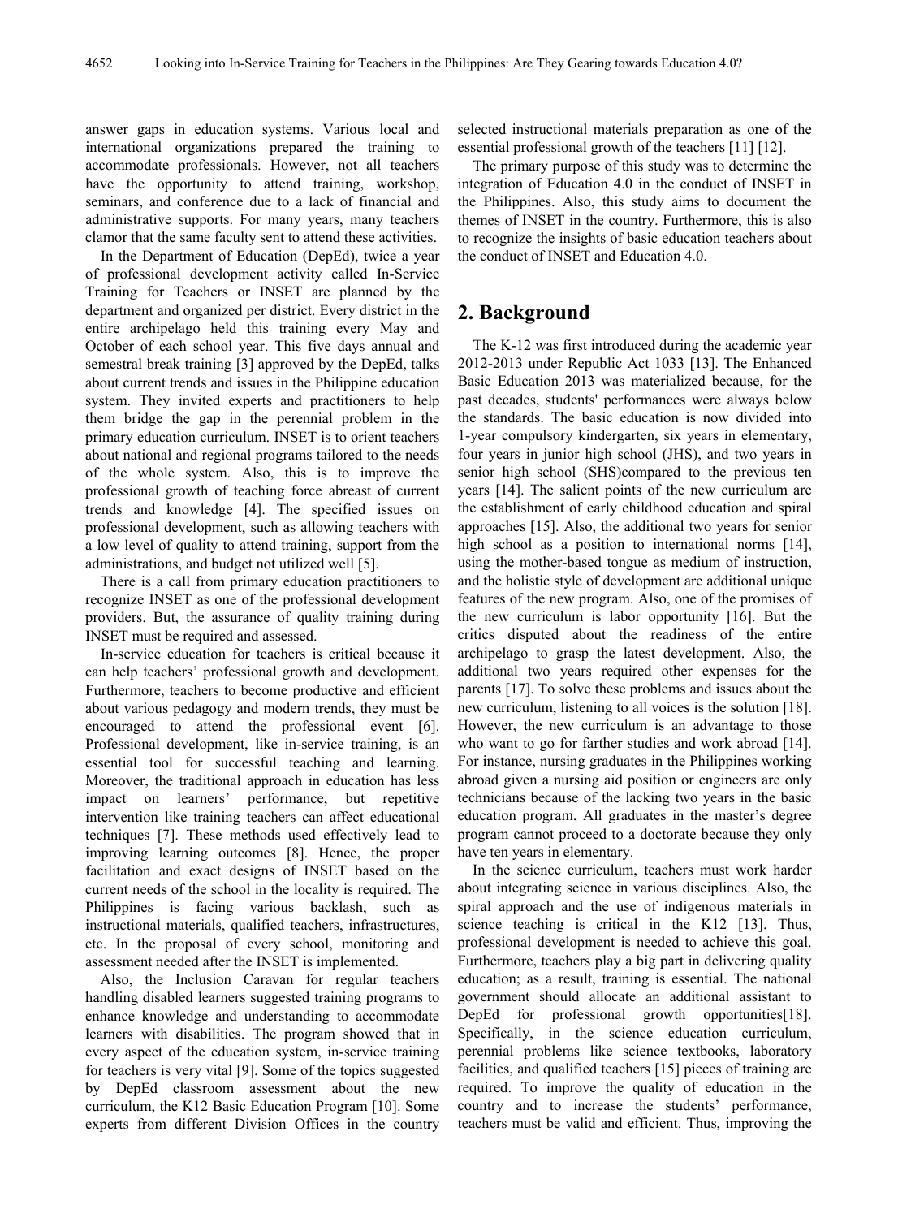answer gaps in education systems. Various local and international organizations prepared the training to accommodate professionals. However, not all teachers have the opportunity to attend training, workshop, seminars, and conference due to a lack of financial and administrative supports. For many years, many teachers clamor that the same faculty sent to attend these activities.

In the Department of Education (DepEd), twice a year of professional development activity called In-Service Training for Teachers or INSET are planned by the department and organized per district. Every district in the entire archipelago held this training every May and October of each school year. This five days annual and semestral break training [3] approved by the DepEd, talks about current trends and issues in the Philippine education system. They invited experts and practitioners to help them bridge the gap in the perennial problem in the primary education curriculum. INSET is to orient teachers about national and regional programs tailored to the needs of the whole system. Also, this is to improve the professional growth of teaching force abreast of current trends and knowledge [4]. The specified issues on professional development, such as allowing teachers with a low level of quality to attend training, support from the administrations, and budget not utilized well [5].

There is a call from primary education practitioners to recognize INSET as one of the professional development providers. But, the assurance of quality training during INSET must be required and assessed.

In-service education for teachers is critical because it can help teachers' professional growth and development. Furthermore, teachers to become productive and efficient about various pedagogy and modern trends, they must be encouraged to attend the professional event [6]. Professional development, like in-service training, is an essential tool for successful teaching and learning. Moreover, the traditional approach in education has less impact on learners' performance, but repetitive intervention like training teachers can affect educational techniques [7]. These methods used effectively lead to improving learning outcomes [8]. Hence, the proper facilitation and exact designs of INSET based on the current needs of the school in the locality is required. The Philippines is facing various backlash, such as instructional materials, qualified teachers, infrastructures, etc. In the proposal of every school, monitoring and assessment needed after the INSET is implemented.

Also, the Inclusion Caravan for regular teachers handling disabled learners suggested training programs to enhance knowledge and understanding to accommodate learners with disabilities. The program showed that in every aspect of the education system, in-service training for teachers is very vital [9]. Some of the topics suggested by DepEd classroom assessment about the new curriculum, the K12 Basic Education Program [10]. Some experts from different Division Offices in the country selected instructional materials preparation as one of the essential professional growth of the teachers [11] [12].

The primary purpose of this study was to determine the integration of Education 4.0 in the conduct of INSET in the Philippines. Also, this study aims to document the themes of INSET in the country. Furthermore, this is also to recognize the insights of basic education teachers about the conduct of INSET and Education 4.0.

## 2. Background

The K-12 was first introduced during the academic year 2012-2013 under Republic Act 1033 [13]. The Enhanced Basic Education 2013 was materialized because, for the past decades, students' performances were always below the standards. The basic education is now divided into 1-year compulsory kindergarten, six years in elementary, four years in junior high school (JHS), and two years in senior high school (SHS)compared to the previous ten years [14]. The salient points of the new curriculum are the establishment of early childhood education and spiral approaches [15]. Also, the additional two years for senior high school as a position to international norms [14], using the mother-based tongue as medium of instruction, and the holistic style of development are additional unique features of the new program. Also, one of the promises of the new curriculum is labor opportunity [16]. But the critics disputed about the readiness of the entire archipelago to grasp the latest development. Also, the additional two years required other expenses for the parents [17]. To solve these problems and issues about the new curriculum, listening to all voices is the solution [18]. However, the new curriculum is an advantage to those who want to go for farther studies and work abroad [14]. For instance, nursing graduates in the Philippines working abroad given a nursing aid position or engineers are only technicians because of the lacking two years in the basic education program. All graduates in the master's degree program cannot proceed to a doctorate because they only have ten years in elementary.

In the science curriculum, teachers must work harder about integrating science in various disciplines. Also, the spiral approach and the use of indigenous materials in science teaching is critical in the K12 [13]. Thus, professional development is needed to achieve this goal. Furthermore, teachers play a big part in delivering quality education; as a result, training is essential. The national government should allocate an additional assistant to DepEd for professional growth opportunities[18]. Specifically, in the science education curriculum, perennial problems like science textbooks, laboratory facilities, and qualified teachers [15] pieces of training are required. To improve the quality of education in the country and to increase the students' performance, teachers must be valid and efficient. Thus, improving the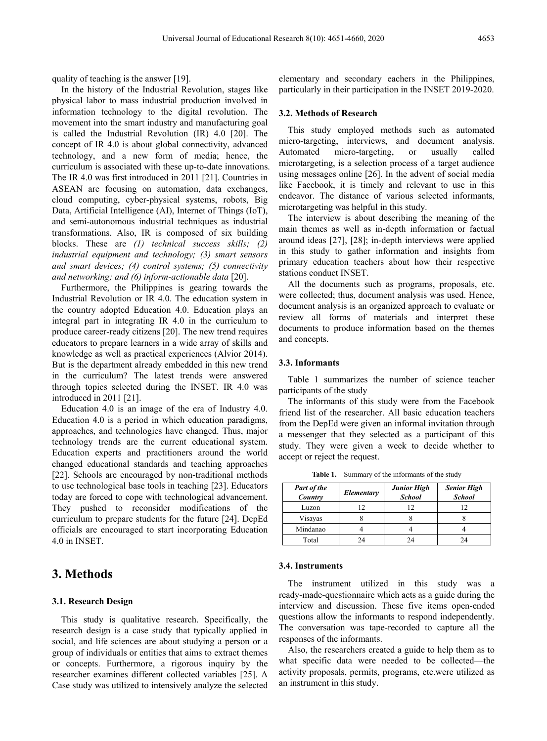quality of teaching is the answer [19].

In the history of the Industrial Revolution, stages like physical labor to mass industrial production involved in information technology to the digital revolution. The movement into the smart industry and manufacturing goal is called the Industrial Revolution (IR) 4.0 [20]. The concept of IR 4.0 is about global connectivity, advanced technology, and a new form of media; hence, the curriculum is associated with these up-to-date innovations. The IR 4.0 was first introduced in 2011 [21]. Countries in ASEAN are focusing on automation, data exchanges, cloud computing, cyber-physical systems, robots, Big Data, Artificial Intelligence (AI), Internet of Things (IoT), and semi-autonomous industrial techniques as industrial transformations. Also, IR is composed of six building blocks. These are *(1) technical success skills; (2) industrial equipment and technology; (3) smart sensors and smart devices; (4) control systems; (5) connectivity and networking; and (6) inform-actionable data* [20].

Furthermore, the Philippines is gearing towards the Industrial Revolution or IR 4.0. The education system in the country adopted Education 4.0. Education plays an integral part in integrating IR 4.0 in the curriculum to produce career-ready citizens [20]. The new trend requires educators to prepare learners in a wide array of skills and knowledge as well as practical experiences (Alvior 2014). But is the department already embedded in this new trend in the curriculum? The latest trends were answered through topics selected during the INSET. IR 4.0 was introduced in 2011 [21].

Education 4.0 is an image of the era of Industry 4.0. Education 4.0 is a period in which education paradigms, approaches, and technologies have changed. Thus, major technology trends are the current educational system. Education experts and practitioners around the world changed educational standards and teaching approaches [22]. Schools are encouraged by non-traditional methods to use technological base tools in teaching [23]. Educators today are forced to cope with technological advancement. They pushed to reconsider modifications of the curriculum to prepare students for the future [24]. DepEd officials are encouraged to start incorporating Education 4.0 in INSET.

# 3. Methods

### 3.1. Research Design

This study is qualitative research. Specifically, the research design is a case study that typically applied in social, and life sciences are about studying a person or a group of individuals or entities that aims to extract themes or concepts. Furthermore, a rigorous inquiry by the researcher examines different collected variables [25]. A Case study was utilized to intensively analyze the selected elementary and secondary eachers in the Philippines, particularly in their participation in the INSET 2019-2020.

### 3.2. Methods of Research

This study employed methods such as automated micro-targeting, interviews, and document analysis. Automated micro-targeting, or usually called microtargeting, is a selection process of a target audience using messages online [26]. In the advent of social media like Facebook, it is timely and relevant to use in this endeavor. The distance of various selected informants, microtargeting was helpful in this study.

The interview is about describing the meaning of the main themes as well as in-depth information or factual around ideas [27], [28]; in-depth interviews were applied in this study to gather information and insights from primary education teachers about how their respective stations conduct INSET.

All the documents such as programs, proposals, etc. were collected; thus, document analysis was used. Hence, document analysis is an organized approach to evaluate or review all forms of materials and interpret these documents to produce information based on the themes and concepts.

### 3.3. Informants

Table 1 summarizes the number of science teacher participants of the study

The informants of this study were from the Facebook friend list of the researcher. All basic education teachers from the DepEd were given an informal invitation through a messenger that they selected as a participant of this study. They were given a week to decide whether to accept or reject the request.

**Table 1.** Summary of the informants of the study

| *Part of the Country* | *Elementary* | *Junior High School* | *Senior High School* |
|---|---|---|---|
| Luzon | 12 | 12 | 12 |
| Visayas | 8 | 8 | 8 |
| Mindanao | 4 | 4 | 4 |
| Total | 24 | 24 | 24 |

### 3.4. Instruments

The instrument utilized in this study was a ready-made-questionnaire which acts as a guide during the interview and discussion. These five items open-ended questions allow the informants to respond independently. The conversation was tape-recorded to capture all the responses of the informants.

Also, the researchers created a guide to help them as to what specific data were needed to be collected—the activity proposals, permits, programs, etc.were utilized as an instrument in this study.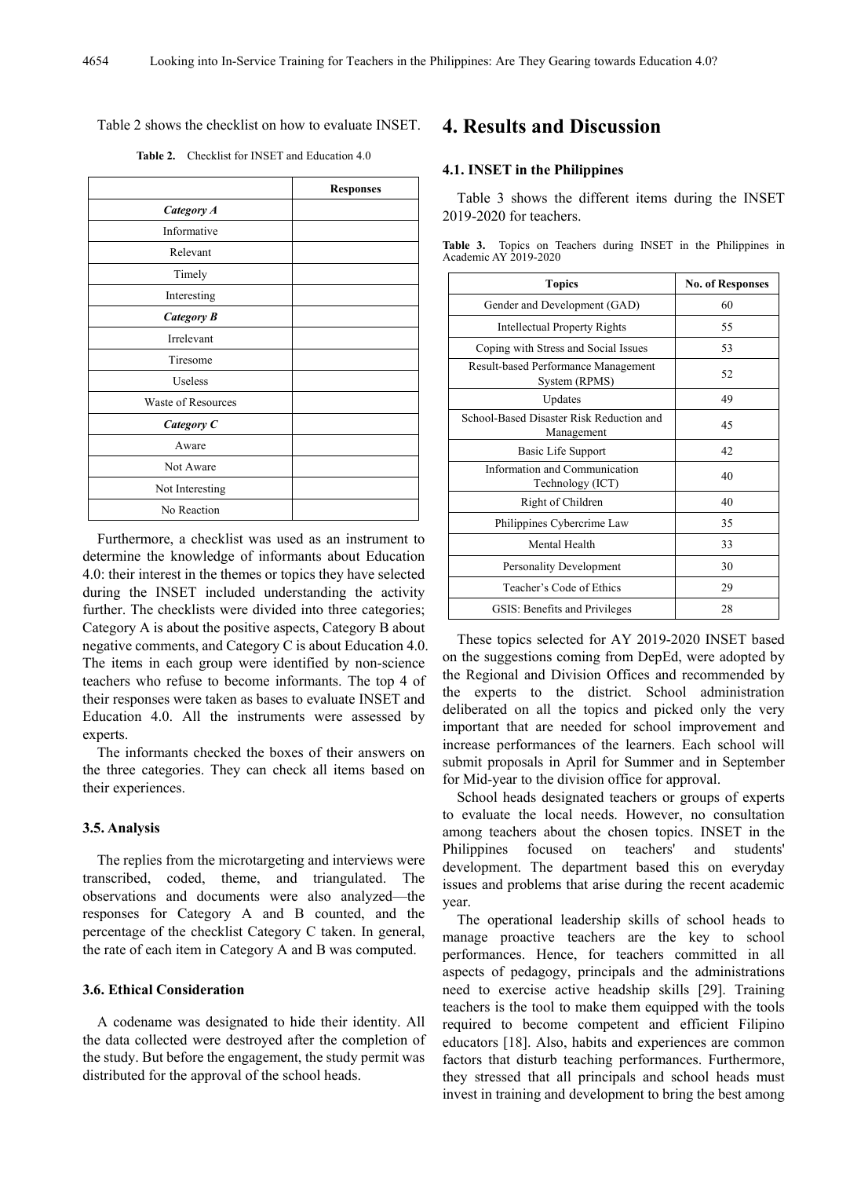Table 2 shows the checklist on how to evaluate INSET.

**Table 2.** Checklist for INSET and Education 4.0

| | Responses |
|---|---|
| ***Category A*** | |
| Informative | |
| Relevant | |
| Timely | |
| Interesting | |
| ***Category B*** | |
| Irrelevant | |
| Tiresome | |
| Useless | |
| Waste of Resources | |
| ***Category C*** | |
| Aware | |
| Not Aware | |
| Not Interesting | |
| No Reaction | |

Furthermore, a checklist was used as an instrument to determine the knowledge of informants about Education 4.0: their interest in the themes or topics they have selected during the INSET included understanding the activity further. The checklists were divided into three categories; Category A is about the positive aspects, Category B about negative comments, and Category C is about Education 4.0. The items in each group were identified by non-science teachers who refuse to become informants. The top 4 of their responses were taken as bases to evaluate INSET and Education 4.0. All the instruments were assessed by experts.

The informants checked the boxes of their answers on the three categories. They can check all items based on their experiences.

### 3.5. Analysis

The replies from the microtargeting and interviews were transcribed, coded, theme, and triangulated. The observations and documents were also analyzed—the responses for Category A and B counted, and the percentage of the checklist Category C taken. In general, the rate of each item in Category A and B was computed.

### 3.6. Ethical Consideration

A codename was designated to hide their identity. All the data collected were destroyed after the completion of the study. But before the engagement, the study permit was distributed for the approval of the school heads.

## 4. Results and Discussion

### 4.1. INSET in the Philippines

Table 3 shows the different items during the INSET 2019-2020 for teachers.

**Table 3.** Topics on Teachers during INSET in the Philippines in Academic AY 2019-2020

| Topics | No. of Responses |
|---|---|
| Gender and Development (GAD) | 60 |
| Intellectual Property Rights | 55 |
| Coping with Stress and Social Issues | 53 |
| Result-based Performance Management System (RPMS) | 52 |
| Updates | 49 |
| School-Based Disaster Risk Reduction and Management | 45 |
| Basic Life Support | 42 |
| Information and Communication Technology (ICT) | 40 |
| Right of Children | 40 |
| Philippines Cybercrime Law | 35 |
| Mental Health | 33 |
| Personality Development | 30 |
| Teacher's Code of Ethics | 29 |
| GSIS: Benefits and Privileges | 28 |

These topics selected for AY 2019-2020 INSET based on the suggestions coming from DepEd, were adopted by the Regional and Division Offices and recommended by the experts to the district. School administration deliberated on all the topics and picked only the very important that are needed for school improvement and increase performances of the learners. Each school will submit proposals in April for Summer and in September for Mid-year to the division office for approval.

School heads designated teachers or groups of experts to evaluate the local needs. However, no consultation among teachers about the chosen topics. INSET in the Philippines focused on teachers' and students' development. The department based this on everyday issues and problems that arise during the recent academic year.

The operational leadership skills of school heads to manage proactive teachers are the key to school performances. Hence, for teachers committed in all aspects of pedagogy, principals and the administrations need to exercise active headship skills [29]. Training teachers is the tool to make them equipped with the tools required to become competent and efficient Filipino educators [18]. Also, habits and experiences are common factors that disturb teaching performances. Furthermore, they stressed that all principals and school heads must invest in training and development to bring the best among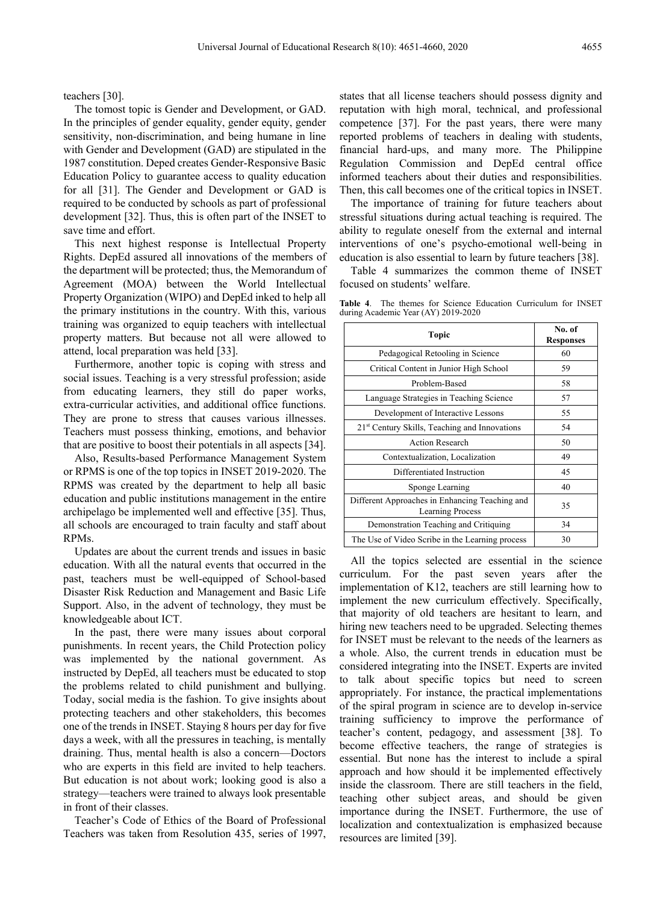teachers [30].

The tomost topic is Gender and Development, or GAD. In the principles of gender equality, gender equity, gender sensitivity, non-discrimination, and being humane in line with Gender and Development (GAD) are stipulated in the 1987 constitution. Deped creates Gender-Responsive Basic Education Policy to guarantee access to quality education for all [31]. The Gender and Development or GAD is required to be conducted by schools as part of professional development [32]. Thus, this is often part of the INSET to save time and effort.

This next highest response is Intellectual Property Rights. DepEd assured all innovations of the members of the department will be protected; thus, the Memorandum of Agreement (MOA) between the World Intellectual Property Organization (WIPO) and DepEd inked to help all the primary institutions in the country. With this, various training was organized to equip teachers with intellectual property matters. But because not all were allowed to attend, local preparation was held [33].

Furthermore, another topic is coping with stress and social issues. Teaching is a very stressful profession; aside from educating learners, they still do paper works, extra-curricular activities, and additional office functions. They are prone to stress that causes various illnesses. Teachers must possess thinking, emotions, and behavior that are positive to boost their potentials in all aspects [34].

Also, Results-based Performance Management System or RPMS is one of the top topics in INSET 2019-2020. The RPMS was created by the department to help all basic education and public institutions management in the entire archipelago be implemented well and effective [35]. Thus, all schools are encouraged to train faculty and staff about RPMs.

Updates are about the current trends and issues in basic education. With all the natural events that occurred in the past, teachers must be well-equipped of School-based Disaster Risk Reduction and Management and Basic Life Support. Also, in the advent of technology, they must be knowledgeable about ICT.

In the past, there were many issues about corporal punishments. In recent years, the Child Protection policy was implemented by the national government. As instructed by DepEd, all teachers must be educated to stop the problems related to child punishment and bullying. Today, social media is the fashion. To give insights about protecting teachers and other stakeholders, this becomes one of the trends in INSET. Staying 8 hours per day for five days a week, with all the pressures in teaching, is mentally draining. Thus, mental health is also a concern—Doctors who are experts in this field are invited to help teachers. But education is not about work; looking good is also a strategy—teachers were trained to always look presentable in front of their classes.

Teacher's Code of Ethics of the Board of Professional Teachers was taken from Resolution 435, series of 1997, states that all license teachers should possess dignity and reputation with high moral, technical, and professional competence [37]. For the past years, there were many reported problems of teachers in dealing with students, financial hard-ups, and many more. The Philippine Regulation Commission and DepEd central office informed teachers about their duties and responsibilities. Then, this call becomes one of the critical topics in INSET.

The importance of training for future teachers about stressful situations during actual teaching is required. The ability to regulate oneself from the external and internal interventions of one's psycho-emotional well-being in education is also essential to learn by future teachers [38].

Table 4 summarizes the common theme of INSET focused on students' welfare.

**Table 4**. The themes for Science Education Curriculum for INSET during Academic Year (AY) 2019-2020

| Topic | No. of Responses |
|---|---|
| Pedagogical Retooling in Science | 60 |
| Critical Content in Junior High School | 59 |
| Problem-Based | 58 |
| Language Strategies in Teaching Science | 57 |
| Development of Interactive Lessons | 55 |
| 21st Century Skills, Teaching and Innovations | 54 |
| Action Research | 50 |
| Contextualization, Localization | 49 |
| Differentiated Instruction | 45 |
| Sponge Learning | 40 |
| Different Approaches in Enhancing Teaching and Learning Process | 35 |
| Demonstration Teaching and Critiquing | 34 |
| The Use of Video Scribe in the Learning process | 30 |

All the topics selected are essential in the science curriculum. For the past seven years after the implementation of K12, teachers are still learning how to implement the new curriculum effectively. Specifically, that majority of old teachers are hesitant to learn, and hiring new teachers need to be upgraded. Selecting themes for INSET must be relevant to the needs of the learners as a whole. Also, the current trends in education must be considered integrating into the INSET. Experts are invited to talk about specific topics but need to screen appropriately. For instance, the practical implementations of the spiral program in science are to develop in-service training sufficiency to improve the performance of teacher's content, pedagogy, and assessment [38]. To become effective teachers, the range of strategies is essential. But none has the interest to include a spiral approach and how should it be implemented effectively inside the classroom. There are still teachers in the field, teaching other subject areas, and should be given importance during the INSET. Furthermore, the use of localization and contextualization is emphasized because resources are limited [39].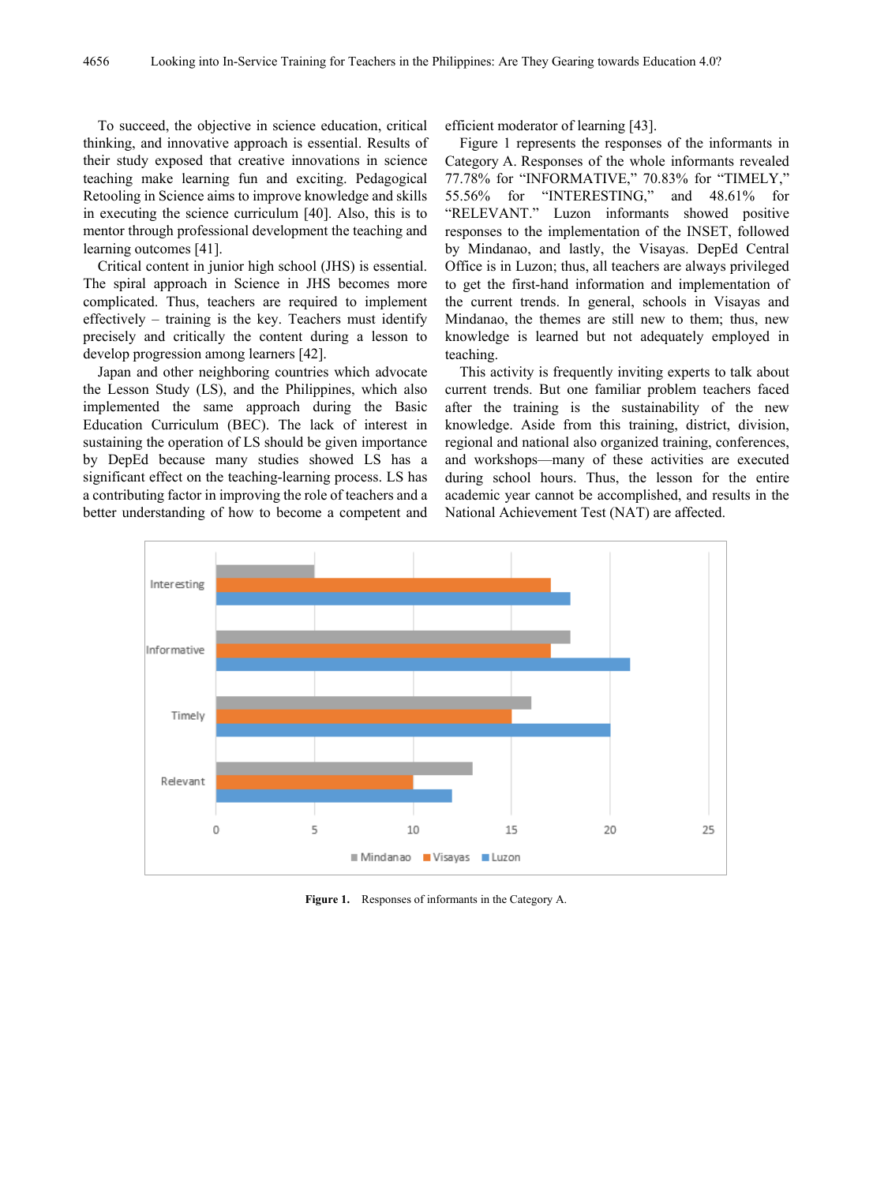To succeed, the objective in science education, critical thinking, and innovative approach is essential. Results of their study exposed that creative innovations in science teaching make learning fun and exciting. Pedagogical Retooling in Science aims to improve knowledge and skills in executing the science curriculum [40]. Also, this is to mentor through professional development the teaching and learning outcomes [41].

Critical content in junior high school (JHS) is essential. The spiral approach in Science in JHS becomes more complicated. Thus, teachers are required to implement effectively – training is the key. Teachers must identify precisely and critically the content during a lesson to develop progression among learners [42].

Japan and other neighboring countries which advocate the Lesson Study (LS), and the Philippines, which also implemented the same approach during the Basic Education Curriculum (BEC). The lack of interest in sustaining the operation of LS should be given importance by DepEd because many studies showed LS has a significant effect on the teaching-learning process. LS has a contributing factor in improving the role of teachers and a better understanding of how to become a competent and efficient moderator of learning [43].

Figure 1 represents the responses of the informants in Category A. Responses of the whole informants revealed 77.78% for "INFORMATIVE," 70.83% for "TIMELY," 55.56% for "INTERESTING," and 48.61% for "RELEVANT." Luzon informants showed positive responses to the implementation of the INSET, followed by Mindanao, and lastly, the Visayas. DepEd Central Office is in Luzon; thus, all teachers are always privileged to get the first-hand information and implementation of the current trends. In general, schools in Visayas and Mindanao, the themes are still new to them; thus, new knowledge is learned but not adequately employed in teaching.

This activity is frequently inviting experts to talk about current trends. But one familiar problem teachers faced after the training is the sustainability of the new knowledge. Aside from this training, district, division, regional and national also organized training, conferences, and workshops—many of these activities are executed during school hours. Thus, the lesson for the entire academic year cannot be accomplished, and results in the National Achievement Test (NAT) are affected.

**Figure 1.** Responses of informants in the Category A.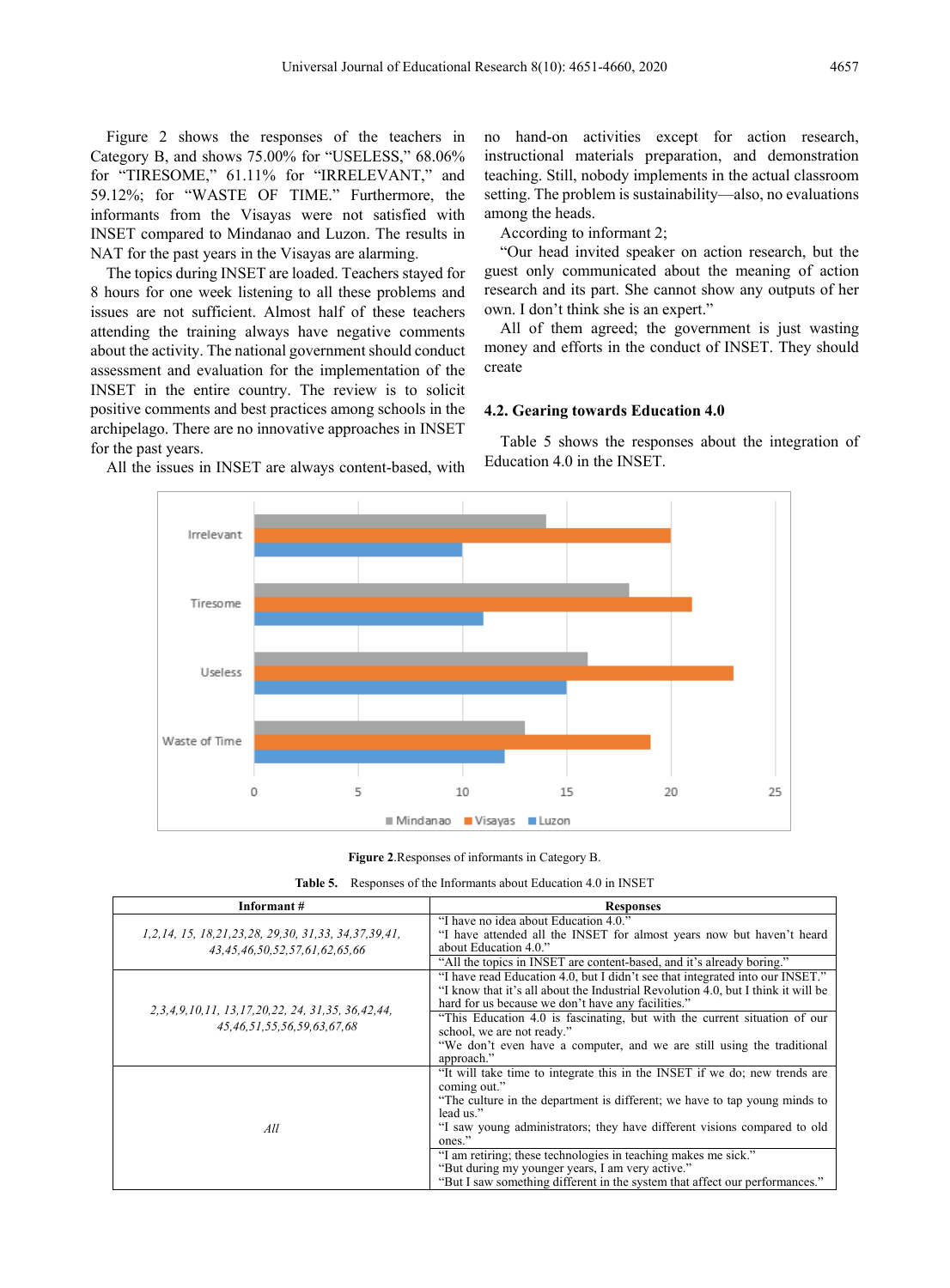Figure 2 shows the responses of the teachers in Category B, and shows 75.00% for "USELESS," 68.06% for "TIRESOME," 61.11% for "IRRELEVANT," and 59.12%; for "WASTE OF TIME." Furthermore, the informants from the Visayas were not satisfied with INSET compared to Mindanao and Luzon. The results in NAT for the past years in the Visayas are alarming.

The topics during INSET are loaded. Teachers stayed for 8 hours for one week listening to all these problems and issues are not sufficient. Almost half of these teachers attending the training always have negative comments about the activity. The national government should conduct assessment and evaluation for the implementation of the INSET in the entire country. The review is to solicit positive comments and best practices among schools in the archipelago. There are no innovative approaches in INSET for the past years.

All the issues in INSET are always content-based, with no hand-on activities except for action research, instructional materials preparation, and demonstration teaching. Still, nobody implements in the actual classroom setting. The problem is sustainability—also, no evaluations among the heads.

According to informant 2;

"Our head invited speaker on action research, but the guest only communicated about the meaning of action research and its part. She cannot show any outputs of her own. I don't think she is an expert."

All of them agreed; the government is just wasting money and efforts in the conduct of INSET. They should create

### 4.2. Gearing towards Education 4.0

Table 5 shows the responses about the integration of Education 4.0 in the INSET.

| | Mindanao | Visayas | Luzon |
|---|---|---|---|
| Irrelevant | 14 | 20 | 10 |
| Tiresome | 18 | 21 | 11 |
| Useless | 16 | 23 | 15 |
| Waste of Time | 13 | 19 | 12 |

**Figure 2**.Responses of informants in Category B.

**Table 5.** Responses of the Informants about Education 4.0 in INSET

| Informant # | Responses |
|---|---|
| *1,2,14, 15, 18,21,23,28, 29,30, 31,33, 34,37,39,41, 43,45,46,50,52,57,61,62,65,66* | "I have no idea about Education 4.0."<br>"I have attended all the INSET for almost years now but haven't heard about Education 4.0."<br>"All the topics in INSET are content-based, and it's already boring." |
| *2,3,4,9,10,11, 13,17,20,22, 24, 31,35, 36,42,44, 45,46,51,55,56,59,63,67,68* | "I have read Education 4.0, but I didn't see that integrated into our INSET."<br>"I know that it's all about the Industrial Revolution 4.0, but I think it will be hard for us because we don't have any facilities."<br>"This Education 4.0 is fascinating, but with the current situation of our school, we are not ready."<br>"We don't even have a computer, and we are still using the traditional approach." |
| *All* | "It will take time to integrate this in the INSET if we do; new trends are coming out."<br>"The culture in the department is different; we have to tap young minds to lead us."<br>"I saw young administrators; they have different visions compared to old ones."<br>"I am retiring; these technologies in teaching makes me sick."<br>"But during my younger years, I am very active."<br>"But I saw something different in the system that affect our performances." |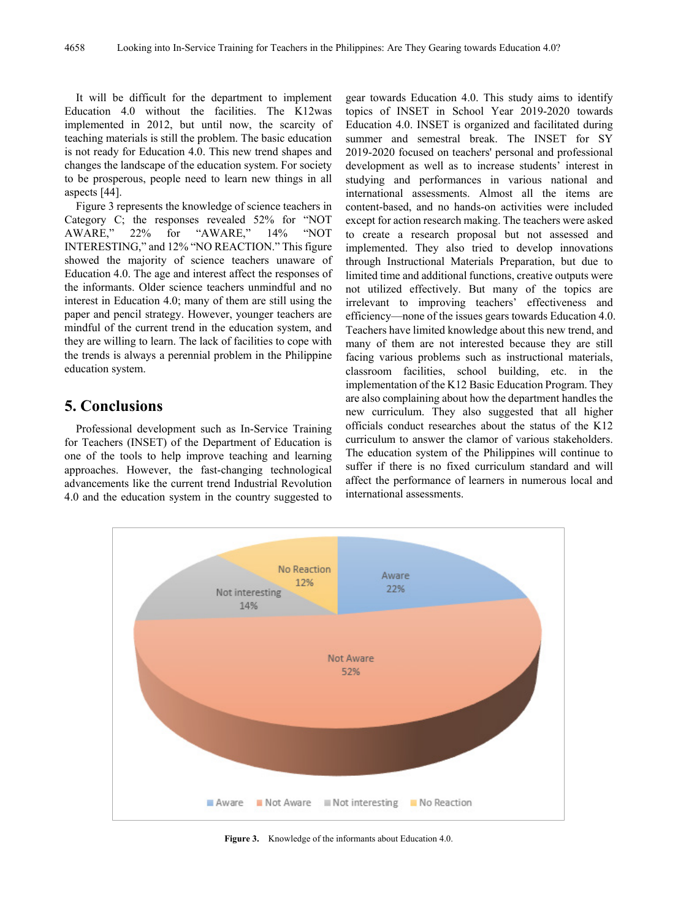It will be difficult for the department to implement Education 4.0 without the facilities. The K12was implemented in 2012, but until now, the scarcity of teaching materials is still the problem. The basic education is not ready for Education 4.0. This new trend shapes and changes the landscape of the education system. For society to be prosperous, people need to learn new things in all aspects [44].

Figure 3 represents the knowledge of science teachers in Category C; the responses revealed 52% for "NOT AWARE," 22% for "AWARE," 14% "NOT INTERESTING," and 12% "NO REACTION." This figure showed the majority of science teachers unaware of Education 4.0. The age and interest affect the responses of the informants. Older science teachers unmindful and no interest in Education 4.0; many of them are still using the paper and pencil strategy. However, younger teachers are mindful of the current trend in the education system, and they are willing to learn. The lack of facilities to cope with the trends is always a perennial problem in the Philippine education system.

## 5. Conclusions

Professional development such as In-Service Training for Teachers (INSET) of the Department of Education is one of the tools to help improve teaching and learning approaches. However, the fast-changing technological advancements like the current trend Industrial Revolution 4.0 and the education system in the country suggested to gear towards Education 4.0. This study aims to identify topics of INSET in School Year 2019-2020 towards Education 4.0. INSET is organized and facilitated during summer and semestral break. The INSET for SY 2019-2020 focused on teachers' personal and professional development as well as to increase students' interest in studying and performances in various national and international assessments. Almost all the items are content-based, and no hands-on activities were included except for action research making. The teachers were asked to create a research proposal but not assessed and implemented. They also tried to develop innovations through Instructional Materials Preparation, but due to limited time and additional functions, creative outputs were not utilized effectively. But many of the topics are irrelevant to improving teachers' effectiveness and efficiency—none of the issues gears towards Education 4.0. Teachers have limited knowledge about this new trend, and many of them are not interested because they are still facing various problems such as instructional materials, classroom facilities, school building, etc. in the implementation of the K12 Basic Education Program. They are also complaining about how the department handles the new curriculum. They also suggested that all higher officials conduct researches about the status of the K12 curriculum to answer the clamor of various stakeholders. The education system of the Philippines will continue to suffer if there is no fixed curriculum standard and will affect the performance of learners in numerous local and international assessments.

**Figure 3.** Knowledge of the informants about Education 4.0.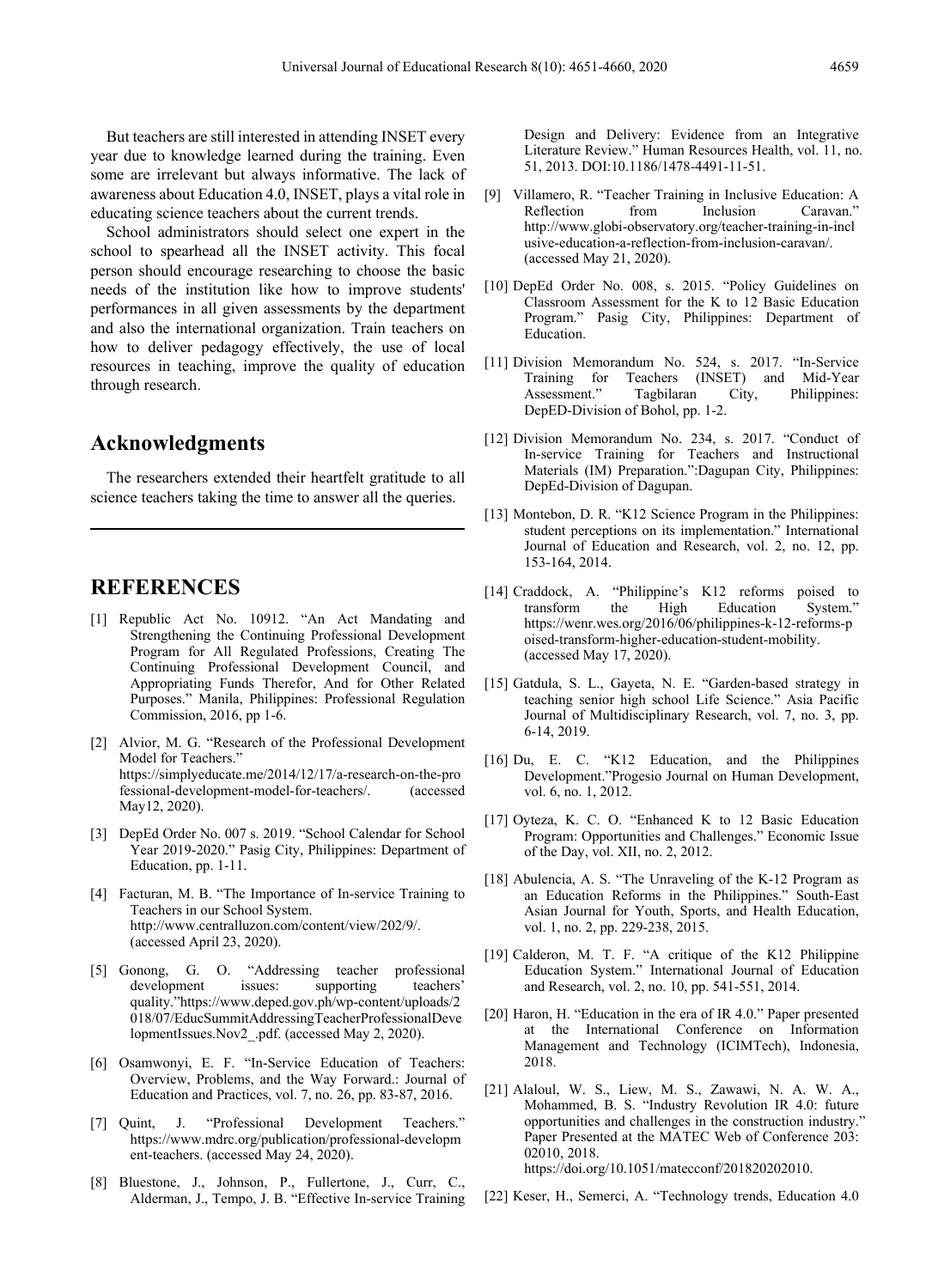But teachers are still interested in attending INSET every year due to knowledge learned during the training. Even some are irrelevant but always informative. The lack of awareness about Education 4.0, INSET, plays a vital role in educating science teachers about the current trends.

School administrators should select one expert in the school to spearhead all the INSET activity. This focal person should encourage researching to choose the basic needs of the institution like how to improve students' performances in all given assessments by the department and also the international organization. Train teachers on how to deliver pedagogy effectively, the use of local resources in teaching, improve the quality of education through research.

## Acknowledgments

The researchers extended their heartfelt gratitude to all science teachers taking the time to answer all the queries.

## REFERENCES

[1] Republic Act No. 10912. "An Act Mandating and Strengthening the Continuing Professional Development Program for All Regulated Professions, Creating The Continuing Professional Development Council, and Appropriating Funds Therefor, And for Other Related Purposes." Manila, Philippines: Professional Regulation Commission, 2016, pp 1-6.

[2] Alvior, M. G. "Research of the Professional Development Model for Teachers." https://simplyeducate.me/2014/12/17/a-research-on-the-professional-development-model-for-teachers/. (accessed May12, 2020).

[3] DepEd Order No. 007 s. 2019. "School Calendar for School Year 2019-2020." Pasig City, Philippines: Department of Education, pp. 1-11.

[4] Facturan, M. B. "The Importance of In-service Training to Teachers in our School System. http://www.centralluzon.com/content/view/202/9/. (accessed April 23, 2020).

[5] Gonong, G. O. "Addressing teacher professional development issues: supporting teachers' quality."https://www.deped.gov.ph/wp-content/uploads/2018/07/EducSummitAddressingTeacherProfessionalDevelopmentIssues.Nov2_.pdf. (accessed May 2, 2020).

[6] Osamwonyi, E. F. "In-Service Education of Teachers: Overview, Problems, and the Way Forward.: Journal of Education and Practices, vol. 7, no. 26, pp. 83-87, 2016.

[7] Quint, J. "Professional Development Teachers." https://www.mdrc.org/publication/professional-development-teachers. (accessed May 24, 2020).

[8] Bluestone, J., Johnson, P., Fullertone, J., Curr, C., Alderman, J., Tempo, J. B. "Effective In-service Training Design and Delivery: Evidence from an Integrative Literature Review." Human Resources Health, vol. 11, no. 51, 2013. DOI:10.1186/1478-4491-11-51.

[9] Villamero, R. "Teacher Training in Inclusive Education: A Reflection from Inclusion Caravan." http://www.globi-observatory.org/teacher-training-in-inclusive-education-a-reflection-from-inclusion-caravan/. (accessed May 21, 2020).

[10] DepEd Order No. 008, s. 2015. "Policy Guidelines on Classroom Assessment for the K to 12 Basic Education Program." Pasig City, Philippines: Department of Education.

[11] Division Memorandum No. 524, s. 2017. "In-Service Training for Teachers (INSET) and Mid-Year Assessment." Tagbilaran City, Philippines: DepED-Division of Bohol, pp. 1-2.

[12] Division Memorandum No. 234, s. 2017. "Conduct of In-service Training for Teachers and Instructional Materials (IM) Preparation.":Dagupan City, Philippines: DepEd-Division of Dagupan.

[13] Montebon, D. R. "K12 Science Program in the Philippines: student perceptions on its implementation." International Journal of Education and Research, vol. 2, no. 12, pp. 153-164, 2014.

[14] Craddock, A. "Philippine's K12 reforms poised to transform the High Education System." https://wenr.wes.org/2016/06/philippines-k-12-reforms-poised-transform-higher-education-student-mobility. (accessed May 17, 2020).

[15] Gatdula, S. L., Gayeta, N. E. "Garden-based strategy in teaching senior high school Life Science." Asia Pacific Journal of Multidisciplinary Research, vol. 7, no. 3, pp. 6-14, 2019.

[16] Du, E. C. "K12 Education, and the Philippines Development."Progesio Journal on Human Development, vol. 6, no. 1, 2012.

[17] Oyteza, K. C. O. "Enhanced K to 12 Basic Education Program: Opportunities and Challenges." Economic Issue of the Day, vol. XII, no. 2, 2012.

[18] Abulencia, A. S. "The Unraveling of the K-12 Program as an Education Reforms in the Philippines." South-East Asian Journal for Youth, Sports, and Health Education, vol. 1, no. 2, pp. 229-238, 2015.

[19] Calderon, M. T. F. "A critique of the K12 Philippine Education System." International Journal of Education and Research, vol. 2, no. 10, pp. 541-551, 2014.

[20] Haron, H. "Education in the era of IR 4.0." Paper presented at the International Conference on Information Management and Technology (ICIMTech), Indonesia, 2018.

[21] Alaloul, W. S., Liew, M. S., Zawawi, N. A. W. A., Mohammed, B. S. "Industry Revolution IR 4.0: future opportunities and challenges in the construction industry." Paper Presented at the MATEC Web of Conference 203: 02010, 2018. https://doi.org/10.1051/matecconf/201820202010.

[22] Keser, H., Semerci, A. "Technology trends, Education 4.0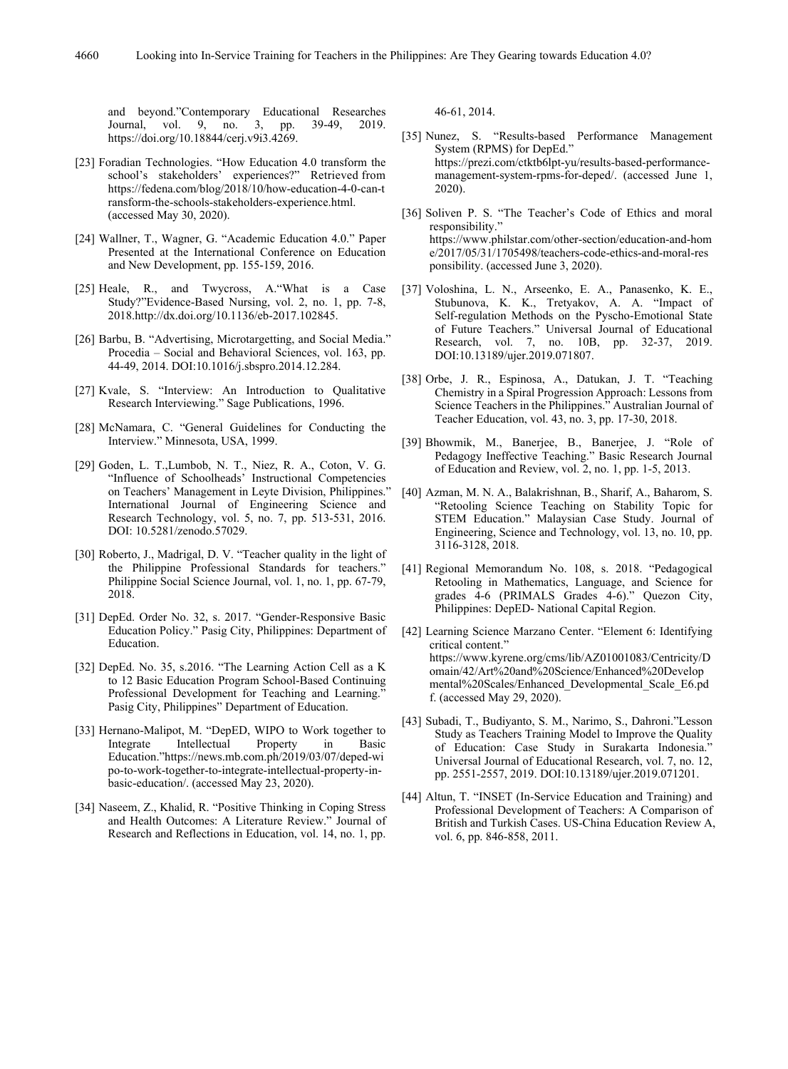and beyond."Contemporary Educational Researches Journal, vol. 9, no. 3, pp. 39-49, 2019. https://doi.org/10.18844/cerj.v9i3.4269.

[23] Foradian Technologies. "How Education 4.0 transform the school's stakeholders' experiences?" Retrieved from https://fedena.com/blog/2018/10/how-education-4-0-can-transform-the-schools-stakeholders-experience.html. (accessed May 30, 2020).

[24] Wallner, T., Wagner, G. "Academic Education 4.0." Paper Presented at the International Conference on Education and New Development, pp. 155-159, 2016.

[25] Heale, R., and Twycross, A."What is a Case Study?"Evidence-Based Nursing, vol. 2, no. 1, pp. 7-8, 2018.http://dx.doi.org/10.1136/eb-2017.102845.

[26] Barbu, B. "Advertising, Microtargetting, and Social Media." Procedia – Social and Behavioral Sciences, vol. 163, pp. 44-49, 2014. DOI:10.1016/j.sbspro.2014.12.284.

[27] Kvale, S. "Interview: An Introduction to Qualitative Research Interviewing." Sage Publications, 1996.

[28] McNamara, C. "General Guidelines for Conducting the Interview." Minnesota, USA, 1999.

[29] Goden, L. T.,Lumbob, N. T., Niez, R. A., Coton, V. G. "Influence of Schoolheads' Instructional Competencies on Teachers' Management in Leyte Division, Philippines." International Journal of Engineering Science and Research Technology, vol. 5, no. 7, pp. 513-531, 2016. DOI: 10.5281/zenodo.57029.

[30] Roberto, J., Madrigal, D. V. "Teacher quality in the light of the Philippine Professional Standards for teachers." Philippine Social Science Journal, vol. 1, no. 1, pp. 67-79, 2018.

[31] DepEd. Order No. 32, s. 2017. "Gender-Responsive Basic Education Policy." Pasig City, Philippines: Department of Education.

[32] DepEd. No. 35, s.2016. "The Learning Action Cell as a K to 12 Basic Education Program School-Based Continuing Professional Development for Teaching and Learning." Pasig City, Philippines" Department of Education.

[33] Hernano-Malipot, M. "DepED, WIPO to Work together to Integrate Intellectual Property in Basic Education."https://news.mb.com.ph/2019/03/07/deped-wipo-to-work-together-to-integrate-intellectual-property-in-basic-education/. (accessed May 23, 2020).

[34] Naseem, Z., Khalid, R. "Positive Thinking in Coping Stress and Health Outcomes: A Literature Review." Journal of Research and Reflections in Education, vol. 14, no. 1, pp. 46-61, 2014.

[35] Nunez, S. "Results-based Performance Management System (RPMS) for DepEd." https://prezi.com/ctktb6lpt-yu/results-based-performance-management-system-rpms-for-deped/. (accessed June 1, 2020).

[36] Soliven P. S. "The Teacher's Code of Ethics and moral responsibility." https://www.philstar.com/other-section/education-and-home/2017/05/31/1705498/teachers-code-ethics-and-moral-responsibility. (accessed June 3, 2020).

[37] Voloshina, L. N., Arseenko, E. A., Panasenko, K. E., Stubunova, K. K., Tretyakov, A. A. "Impact of Self-regulation Methods on the Pyscho-Emotional State of Future Teachers." Universal Journal of Educational Research, vol. 7, no. 10B, pp. 32-37, 2019. DOI:10.13189/ujer.2019.071807.

[38] Orbe, J. R., Espinosa, A., Datukan, J. T. "Teaching Chemistry in a Spiral Progression Approach: Lessons from Science Teachers in the Philippines." Australian Journal of Teacher Education, vol. 43, no. 3, pp. 17-30, 2018.

[39] Bhowmik, M., Banerjee, B., Banerjee, J. "Role of Pedagogy Ineffective Teaching." Basic Research Journal of Education and Review, vol. 2, no. 1, pp. 1-5, 2013.

[40] Azman, M. N. A., Balakrishnan, B., Sharif, A., Baharom, S. "Retooling Science Teaching on Stability Topic for STEM Education." Malaysian Case Study. Journal of Engineering, Science and Technology, vol. 13, no. 10, pp. 3116-3128, 2018.

[41] Regional Memorandum No. 108, s. 2018. "Pedagogical Retooling in Mathematics, Language, and Science for grades 4-6 (PRIMALS Grades 4-6)." Quezon City, Philippines: DepED- National Capital Region.

[42] Learning Science Marzano Center. "Element 6: Identifying critical content." https://www.kyrene.org/cms/lib/AZ01001083/Centricity/Domain/42/Art%20and%20Science/Enhanced%20Developmental%20Scales/Enhanced_Developmental_Scale_E6.pdf. (accessed May 29, 2020).

[43] Subadi, T., Budiyanto, S. M., Narimo, S., Dahroni."Lesson Study as Teachers Training Model to Improve the Quality of Education: Case Study in Surakarta Indonesia." Universal Journal of Educational Research, vol. 7, no. 12, pp. 2551-2557, 2019. DOI:10.13189/ujer.2019.071201.

[44] Altun, T. "INSET (In-Service Education and Training) and Professional Development of Teachers: A Comparison of British and Turkish Cases. US-China Education Review A, vol. 6, pp. 846-858, 2011.